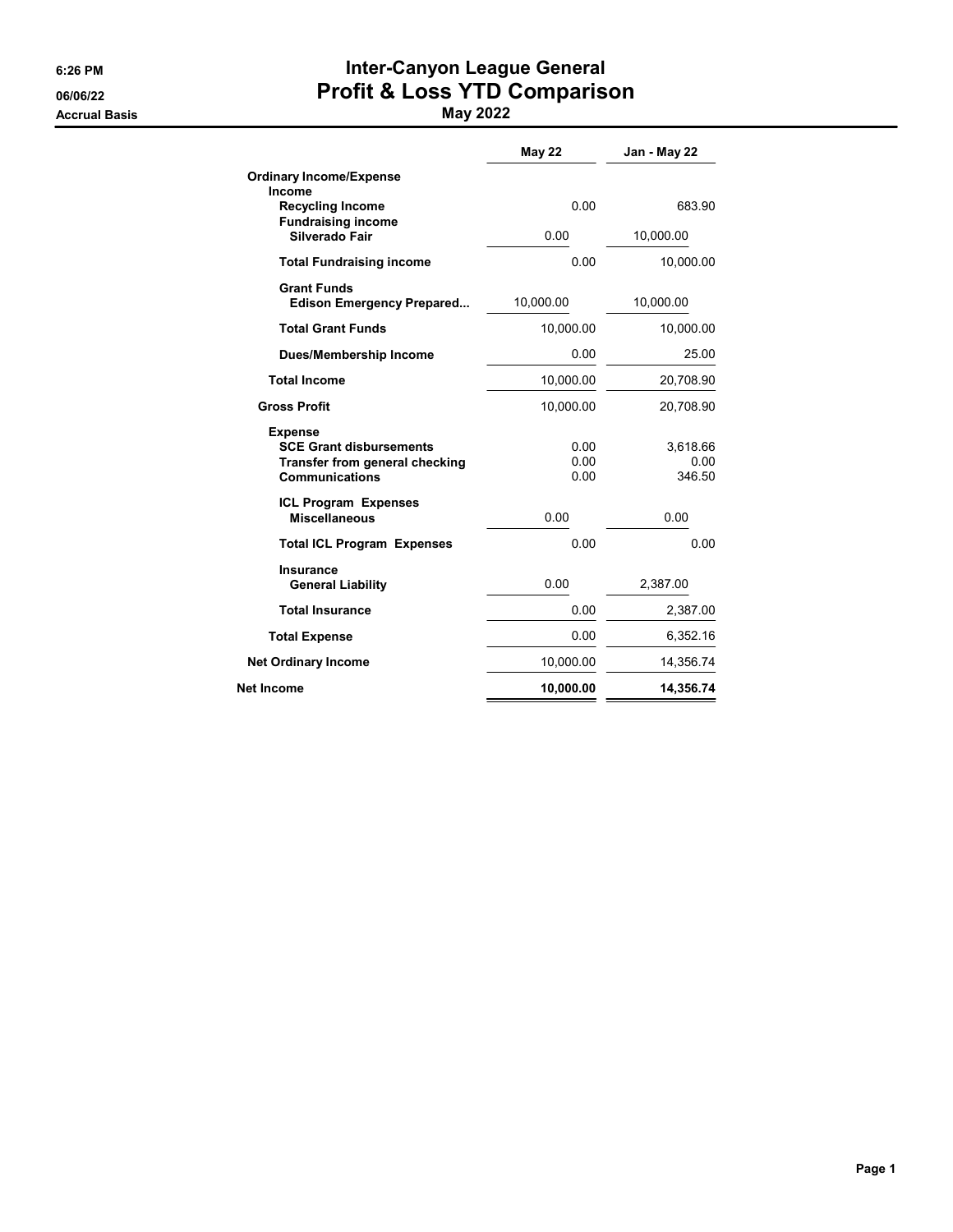6:26 PM
06/06/22
Accrual Basis

# Inter-Canyon League General
## Profit & Loss YTD Comparison
### May 2022

| | May 22 | Jan - May 22 |
|---|---|---|
| **Ordinary Income/Expense** | | |
| **Income** | | |
| **Recycling Income** | 0.00 | 683.90 |
| **Fundraising income** | | |
| **Silverado Fair** | 0.00 | 10,000.00 |
| **Total Fundraising income** | 0.00 | 10,000.00 |
| **Grant Funds** | | |
| **Edison Emergency Prepared...** | 10,000.00 | 10,000.00 |
| **Total Grant Funds** | 10,000.00 | 10,000.00 |
| **Dues/Membership Income** | 0.00 | 25.00 |
| **Total Income** | 10,000.00 | 20,708.90 |
| **Gross Profit** | 10,000.00 | 20,708.90 |
| **Expense** | | |
| **SCE Grant disbursements** | 0.00 | 3,618.66 |
| **Transfer from general checking** | 0.00 | 0.00 |
| **Communications** | 0.00 | 346.50 |
| **ICL Program Expenses** | | |
| **Miscellaneous** | 0.00 | 0.00 |
| **Total ICL Program Expenses** | 0.00 | 0.00 |
| **Insurance** | | |
| **General Liability** | 0.00 | 2,387.00 |
| **Total Insurance** | 0.00 | 2,387.00 |
| **Total Expense** | 0.00 | 6,352.16 |
| **Net Ordinary Income** | 10,000.00 | 14,356.74 |
| **Net Income** | **10,000.00** | **14,356.74** |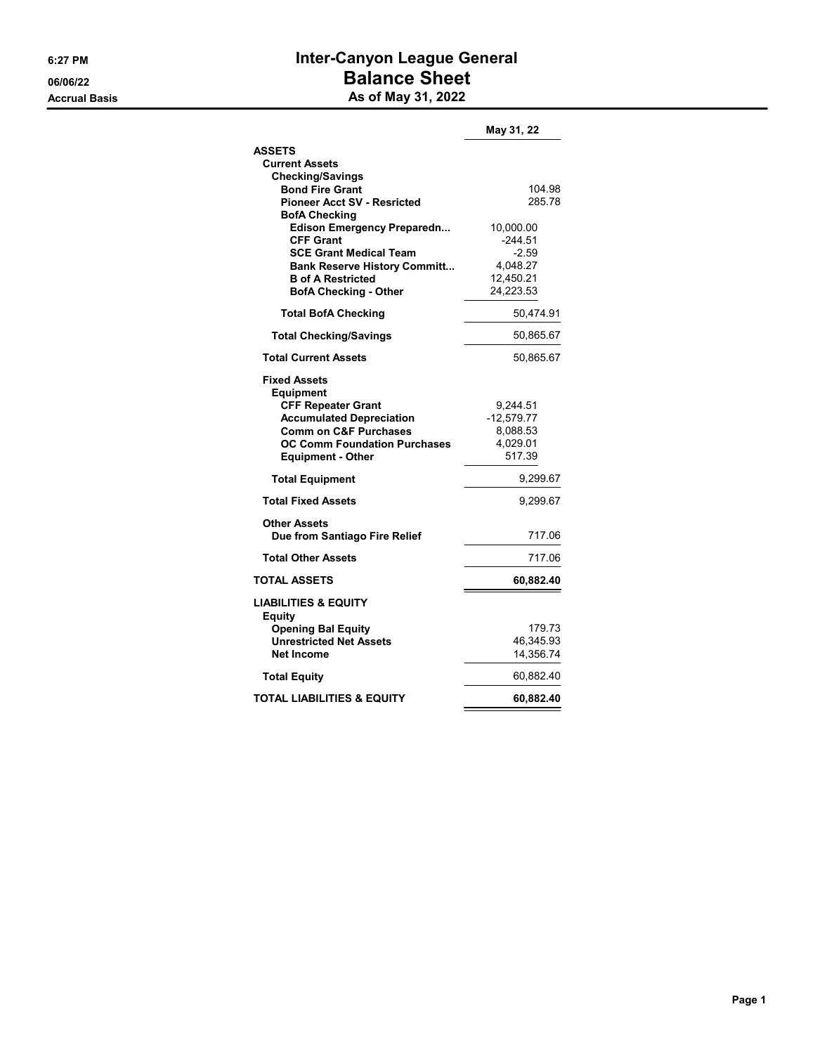# Inter-Canyon League General
## Balance Sheet
### As of May 31, 2022

6:27 PM
06/06/22
Accrual Basis

| | | May 31, 22 |
|---|---|---|
| **ASSETS** | | |
| **Current Assets** | | |
| **Checking/Savings** | | |
| **Bond Fire Grant** | | 104.98 |
| **Pioneer Acct SV - Resricted** | | 285.78 |
| **BofA Checking** | | |
| **Edison Emergency Preparedn...** | 10,000.00 | |
| **CFF Grant** | -244.51 | |
| **SCE Grant Medical Team** | -2.59 | |
| **Bank Reserve History Committ...** | 4,048.27 | |
| **B of A Restricted** | 12,450.21 | |
| **BofA Checking - Other** | 24,223.53 | |
| **Total BofA Checking** | | 50,474.91 |
| **Total Checking/Savings** | | 50,865.67 |
| **Total Current Assets** | | 50,865.67 |
| **Fixed Assets** | | |
| **Equipment** | | |
| **CFF Repeater Grant** | 9,244.51 | |
| **Accumulated Depreciation** | -12,579.77 | |
| **Comm on C&F Purchases** | 8,088.53 | |
| **OC Comm Foundation Purchases** | 4,029.01 | |
| **Equipment - Other** | 517.39 | |
| **Total Equipment** | | 9,299.67 |
| **Total Fixed Assets** | | 9,299.67 |
| **Other Assets** | | |
| **Due from Santiago Fire Relief** | | 717.06 |
| **Total Other Assets** | | 717.06 |
| **TOTAL ASSETS** | | **60,882.40** |
| **LIABILITIES & EQUITY** | | |
| **Equity** | | |
| **Opening Bal Equity** | | 179.73 |
| **Unrestricted Net Assets** | | 46,345.93 |
| **Net Income** | | 14,356.74 |
| **Total Equity** | | 60,882.40 |
| **TOTAL LIABILITIES & EQUITY** | | **60,882.40** |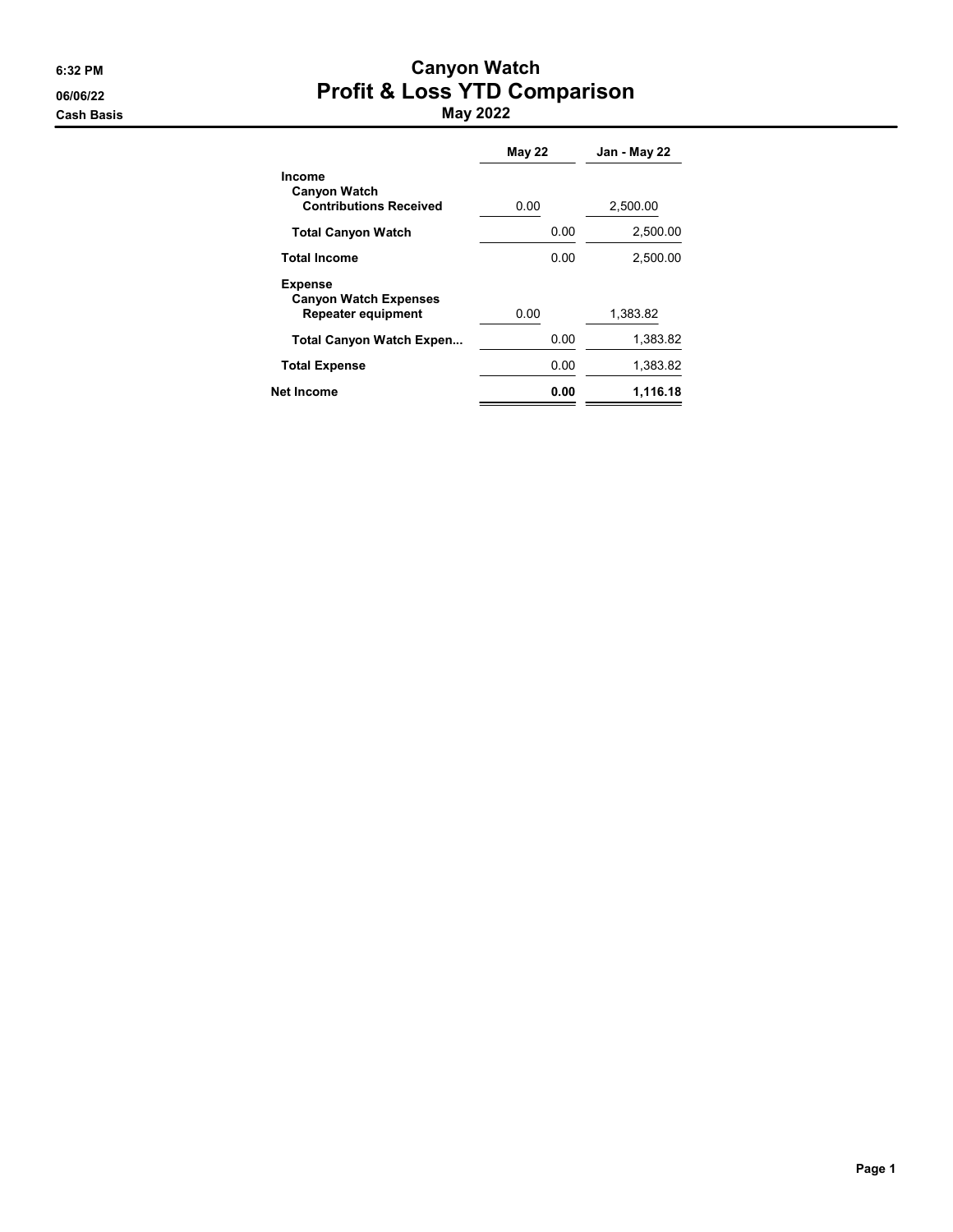# Canyon Watch

## Profit & Loss YTD Comparison

### May 2022

6:32 PM
06/06/22
Cash Basis

| | May 22 | Jan - May 22 |
|---|---|---|
| **Income** | | |
| **Canyon Watch** | | |
| **Contributions Received** | 0.00 | 2,500.00 |
| **Total Canyon Watch** | 0.00 | 2,500.00 |
| **Total Income** | 0.00 | 2,500.00 |
| **Expense** | | |
| **Canyon Watch Expenses** | | |
| **Repeater equipment** | 0.00 | 1,383.82 |
| **Total Canyon Watch Expen...** | 0.00 | 1,383.82 |
| **Total Expense** | 0.00 | 1,383.82 |
| **Net Income** | **0.00** | **1,116.18** |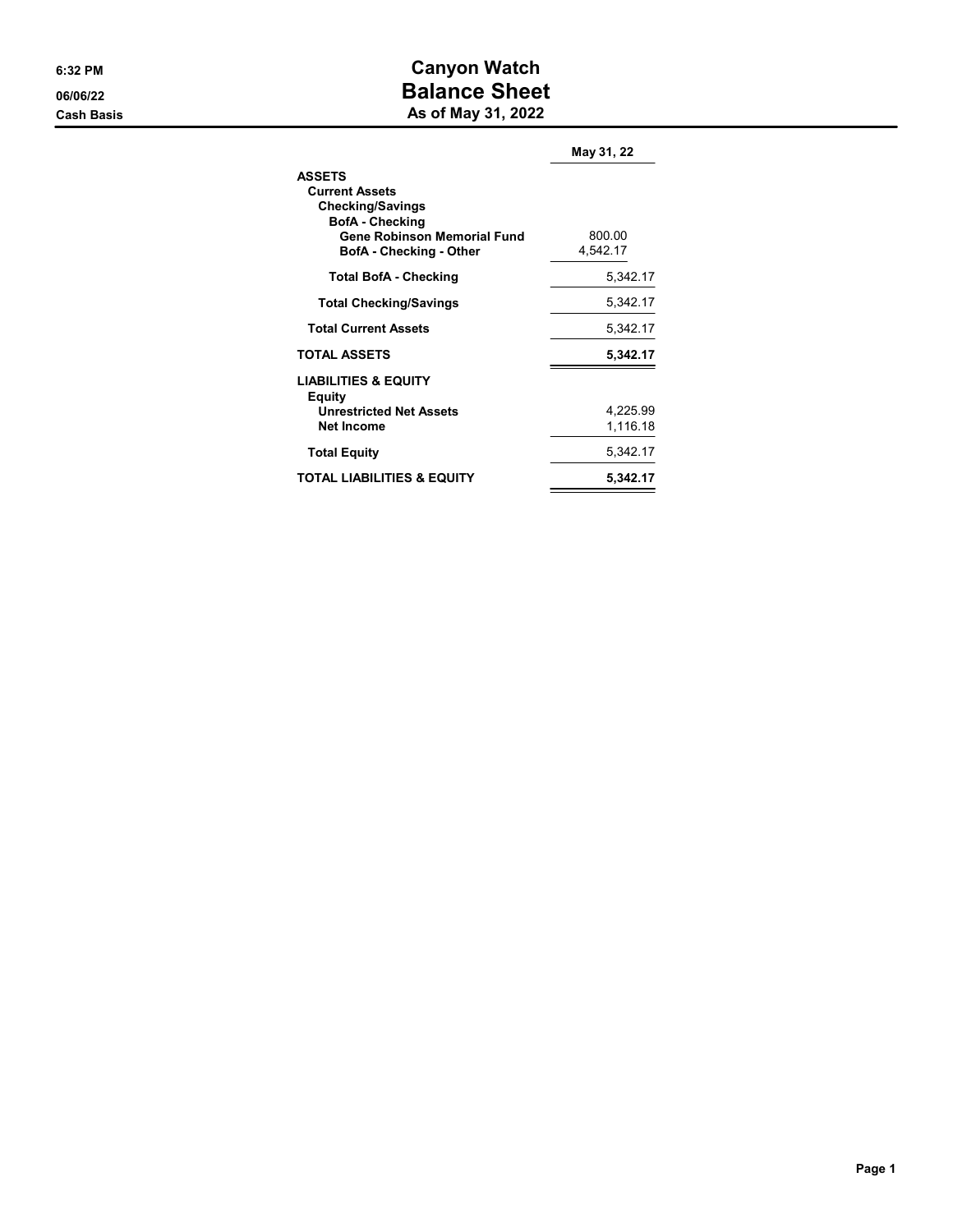# Canyon Watch
## Balance Sheet
### As of May 31, 2022

6:32 PM
06/06/22
Cash Basis

| | May 31, 22 |
|---|---|
| **ASSETS** | |
| **Current Assets** | |
| **Checking/Savings** | |
| **BofA - Checking** | |
| **Gene Robinson Memorial Fund** | 800.00 |
| **BofA - Checking - Other** | 4,542.17 |
| **Total BofA - Checking** | 5,342.17 |
| **Total Checking/Savings** | 5,342.17 |
| **Total Current Assets** | 5,342.17 |
| **TOTAL ASSETS** | **5,342.17** |
| **LIABILITIES & EQUITY** | |
| **Equity** | |
| **Unrestricted Net Assets** | 4,225.99 |
| **Net Income** | 1,116.18 |
| **Total Equity** | 5,342.17 |
| **TOTAL LIABILITIES & EQUITY** | **5,342.17** |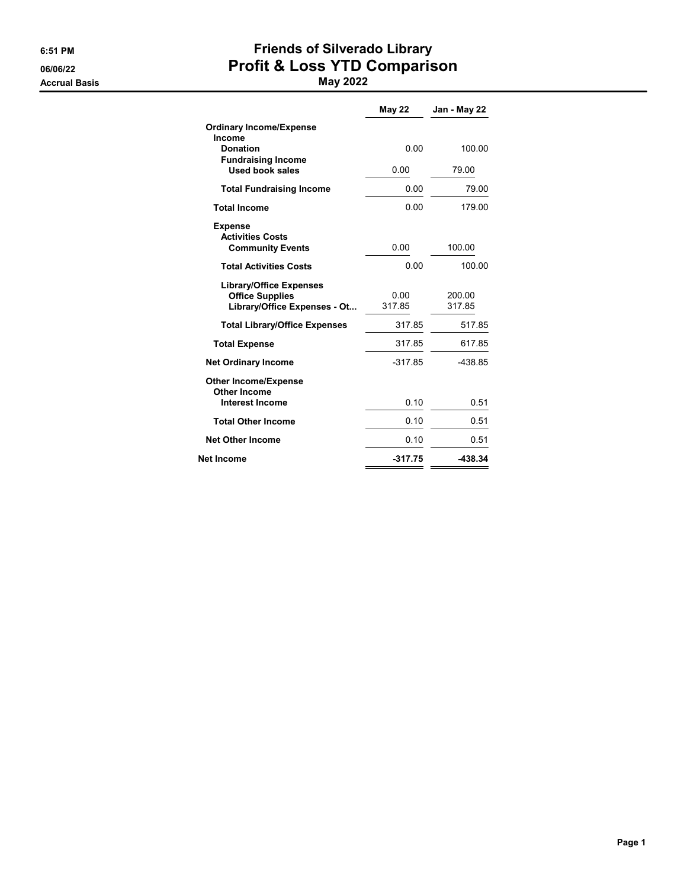6:51 PM
06/06/22
Accrual Basis

# Friends of Silverado Library
## Profit & Loss YTD Comparison
### May 2022

| | May 22 | Jan - May 22 |
|---|---|---|
| **Ordinary Income/Expense** | | |
| **Income** | | |
| **Donation** | 0.00 | 100.00 |
| **Fundraising Income** | | |
| **Used book sales** | 0.00 | 79.00 |
| **Total Fundraising Income** | 0.00 | 79.00 |
| **Total Income** | 0.00 | 179.00 |
| **Expense** | | |
| **Activities Costs** | | |
| **Community Events** | 0.00 | 100.00 |
| **Total Activities Costs** | 0.00 | 100.00 |
| **Library/Office Expenses** | | |
| **Office Supplies** | 0.00 | 200.00 |
| **Library/Office Expenses - Ot...** | 317.85 | 317.85 |
| **Total Library/Office Expenses** | 317.85 | 517.85 |
| **Total Expense** | 317.85 | 617.85 |
| **Net Ordinary Income** | -317.85 | -438.85 |
| **Other Income/Expense** | | |
| **Other Income** | | |
| **Interest Income** | 0.10 | 0.51 |
| **Total Other Income** | 0.10 | 0.51 |
| **Net Other Income** | 0.10 | 0.51 |
| **Net Income** | **-317.75** | **-438.34** |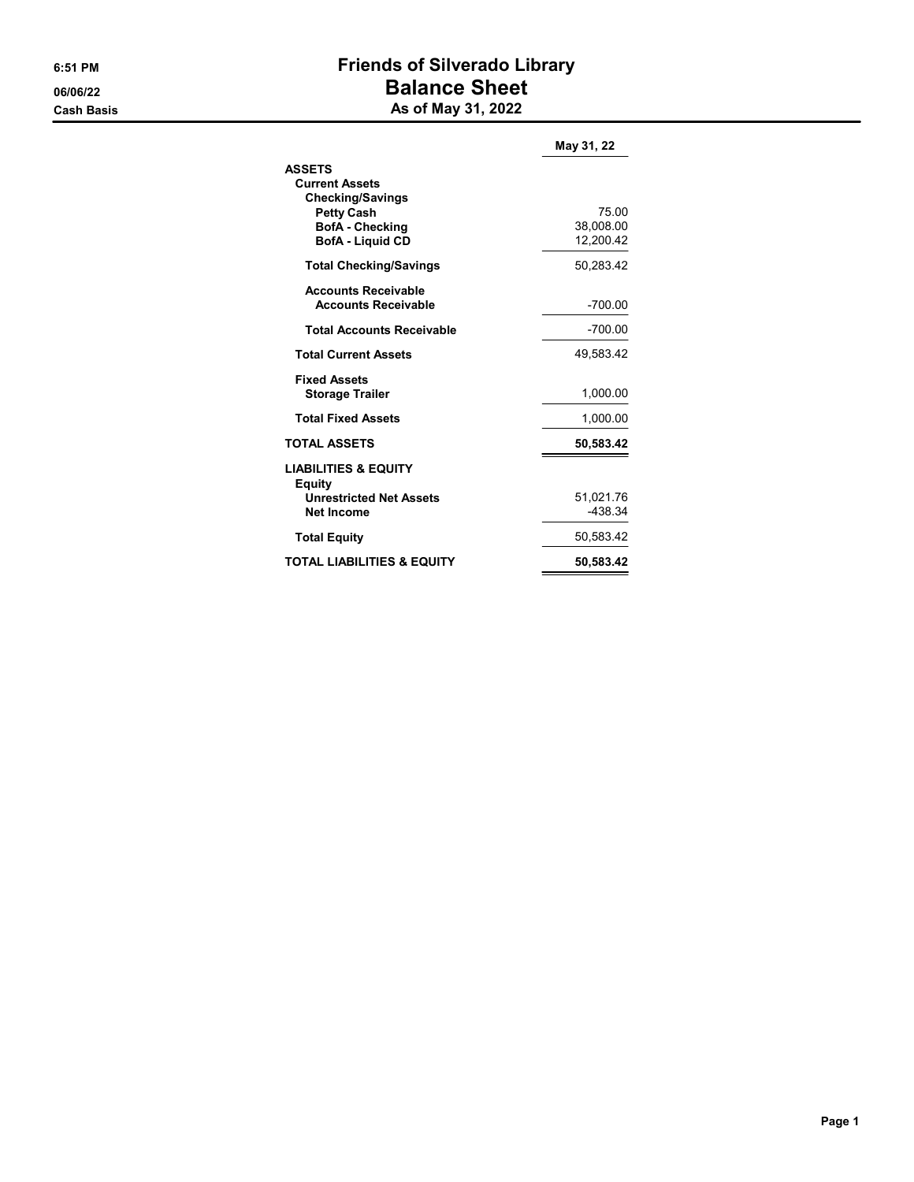# Friends of Silverado Library

## Balance Sheet

### As of May 31, 2022

6:51 PM
06/06/22
Cash Basis

| | May 31, 22 |
|---|---|
| **ASSETS** | |
| **Current Assets** | |
| **Checking/Savings** | |
| **Petty Cash** | 75.00 |
| **BofA - Checking** | 38,008.00 |
| **BofA - Liquid CD** | 12,200.42 |
| **Total Checking/Savings** | 50,283.42 |
| **Accounts Receivable** | |
| **Accounts Receivable** | -700.00 |
| **Total Accounts Receivable** | -700.00 |
| **Total Current Assets** | 49,583.42 |
| **Fixed Assets** | |
| **Storage Trailer** | 1,000.00 |
| **Total Fixed Assets** | 1,000.00 |
| **TOTAL ASSETS** | **50,583.42** |
| **LIABILITIES & EQUITY** | |
| **Equity** | |
| **Unrestricted Net Assets** | 51,021.76 |
| **Net Income** | -438.34 |
| **Total Equity** | 50,583.42 |
| **TOTAL LIABILITIES & EQUITY** | **50,583.42** |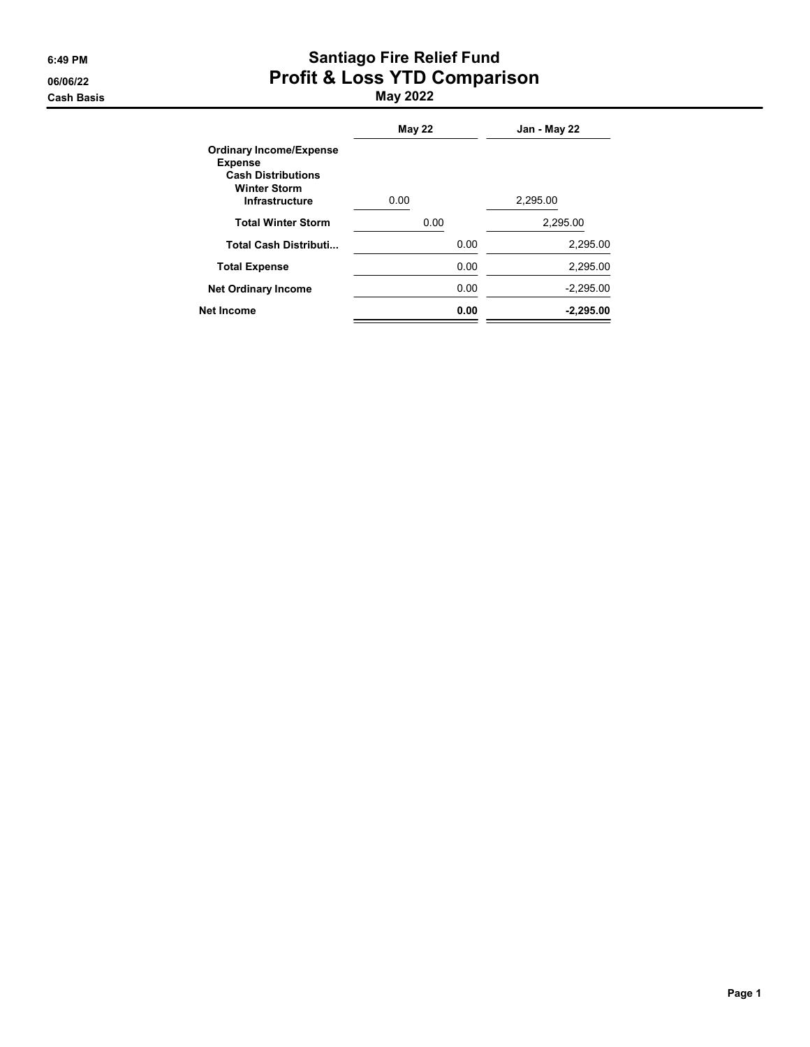# Santiago Fire Relief Fund
## Profit & Loss YTD Comparison
### May 2022

6:49 PM
06/06/22
Cash Basis

| | May 22 | Jan - May 22 |
|---|---|---|
| **Ordinary Income/Expense** | | |
| **Expense** | | |
| **Cash Distributions** | | |
| **Winter Storm** | | |
| **Infrastructure** | 0.00 | 2,295.00 |
| **Total Winter Storm** | 0.00 | 2,295.00 |
| **Total Cash Distributi...** | 0.00 | 2,295.00 |
| **Total Expense** | 0.00 | 2,295.00 |
| **Net Ordinary Income** | 0.00 | -2,295.00 |
| **Net Income** | **0.00** | **-2,295.00** |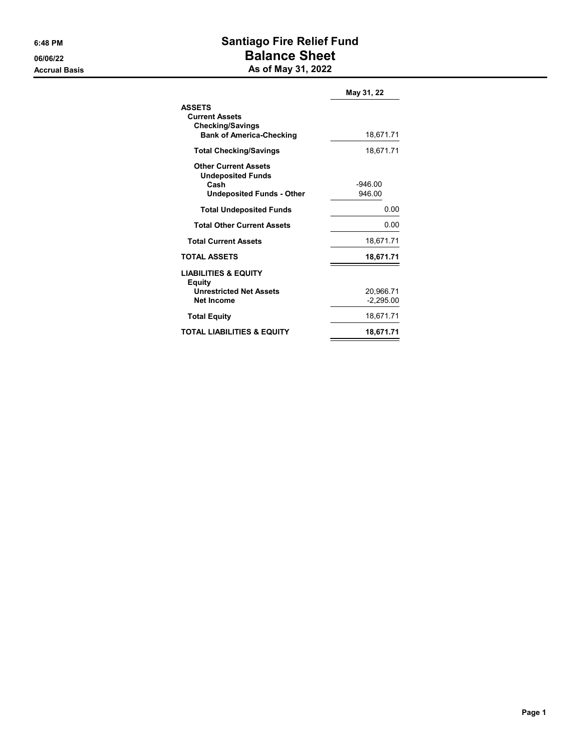6:48 PM
06/06/22
Accrual Basis

# Santiago Fire Relief Fund
## Balance Sheet
### As of May 31, 2022

| | | May 31, 22 |
|---|---|---|
| **ASSETS** | | |
| **Current Assets** | | |
| **Checking/Savings** | | |
| **Bank of America-Checking** | | 18,671.71 |
| **Total Checking/Savings** | | 18,671.71 |
| **Other Current Assets** | | |
| **Undeposited Funds** | | |
| **Cash** | -946.00 | |
| **Undeposited Funds - Other** | 946.00 | |
| **Total Undeposited Funds** | | 0.00 |
| **Total Other Current Assets** | | 0.00 |
| **Total Current Assets** | | 18,671.71 |
| **TOTAL ASSETS** | | **18,671.71** |
| **LIABILITIES & EQUITY** | | |
| **Equity** | | |
| **Unrestricted Net Assets** | | 20,966.71 |
| **Net Income** | | -2,295.00 |
| **Total Equity** | | 18,671.71 |
| **TOTAL LIABILITIES & EQUITY** | | **18,671.71** |